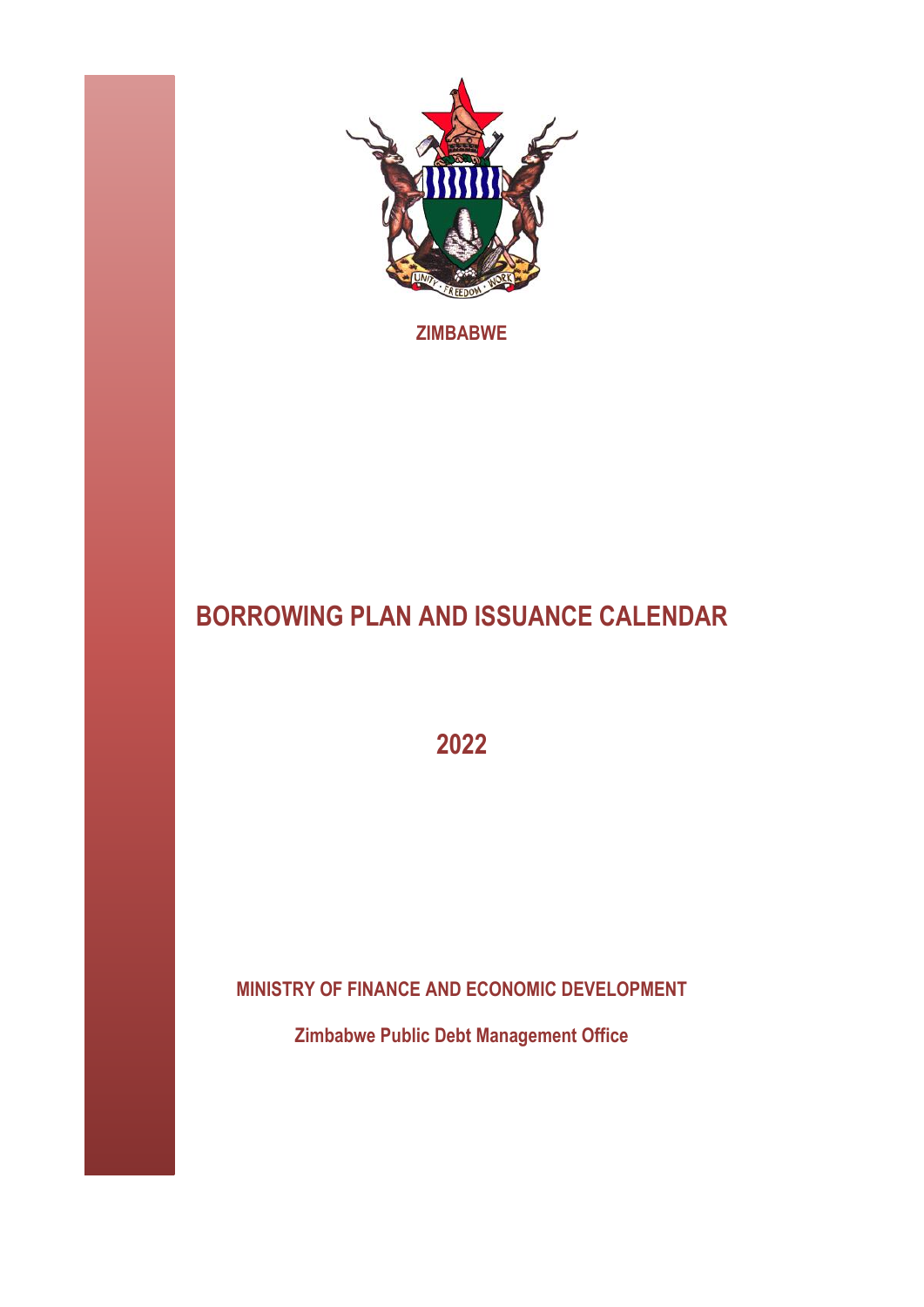ZIMBABWE

# BORROWING PLAN AND ISSUANCE CALENDAR

## 2022

**MINISTRY OF FINANCE AND ECONOMIC DEVELOPMENT**

**Zimbabwe Public Debt Management Office**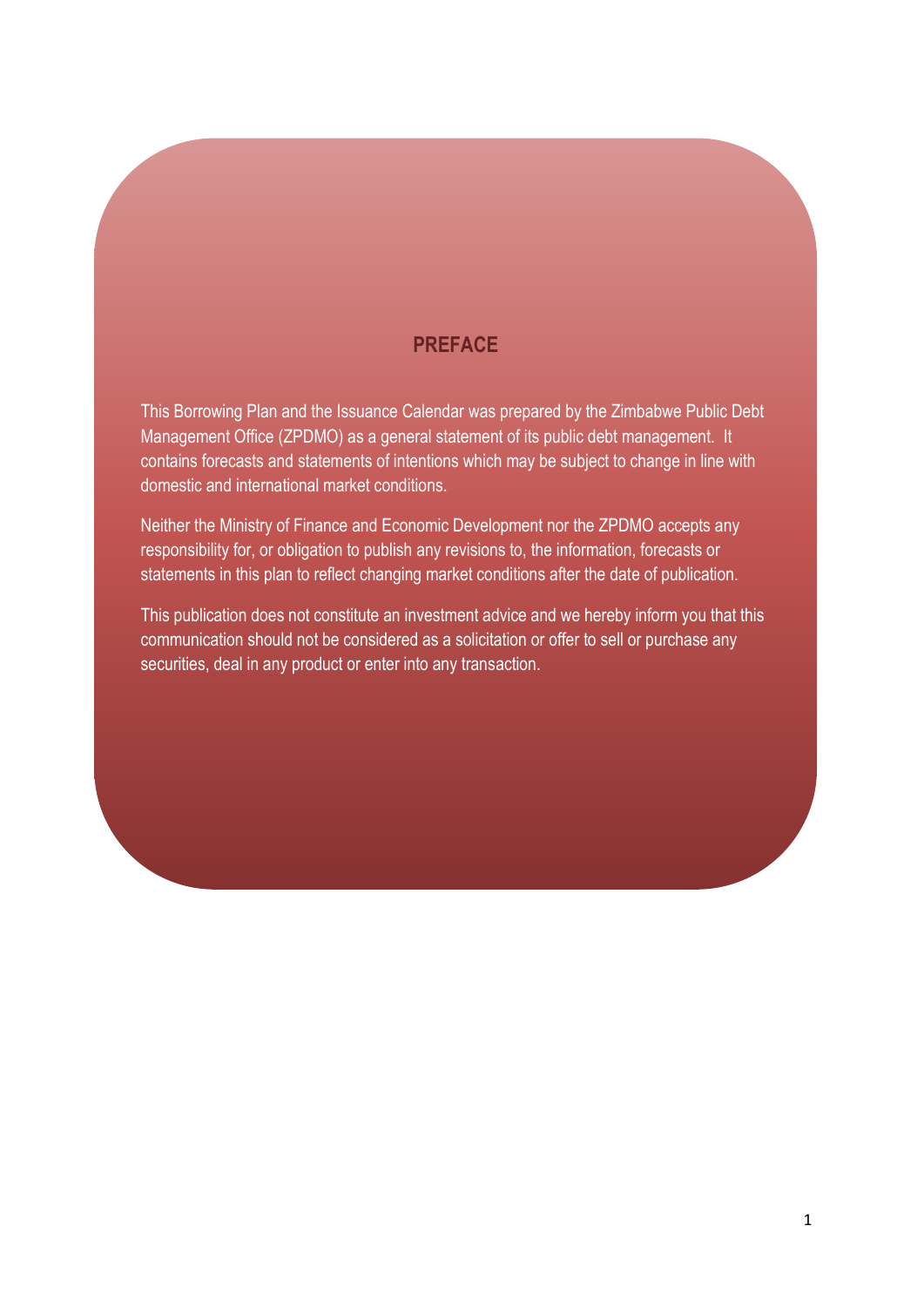## PREFACE

This Borrowing Plan and the Issuance Calendar was prepared by the Zimbabwe Public Debt Management Office (ZPDMO) as a general statement of its public debt management. It contains forecasts and statements of intentions which may be subject to change in line with domestic and international market conditions.

Neither the Ministry of Finance and Economic Development nor the ZPDMO accepts any responsibility for, or obligation to publish any revisions to, the information, forecasts or statements in this plan to reflect changing market conditions after the date of publication.

This publication does not constitute an investment advice and we hereby inform you that this communication should not be considered as a solicitation or offer to sell or purchase any securities, deal in any product or enter into any transaction.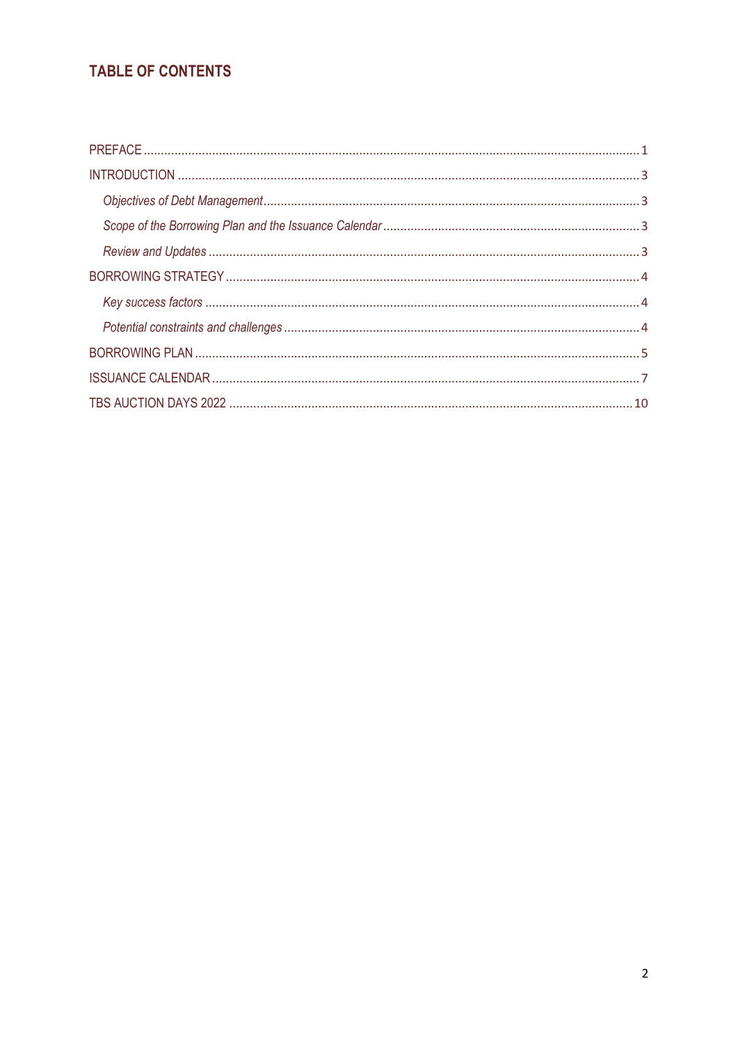## TABLE OF CONTENTS

- PREFACE ........ 1
- INTRODUCTION ........ 3
  - *Objectives of Debt Management* ........ 3
  - *Scope of the Borrowing Plan and the Issuance Calendar* ........ 3
  - *Review and Updates* ........ 3
- BORROWING STRATEGY ........ 4
  - *Key success factors* ........ 4
  - *Potential constraints and challenges* ........ 4
- BORROWING PLAN ........ 5
- ISSUANCE CALENDAR ........ 7
- TBS AUCTION DAYS 2022 ........ 10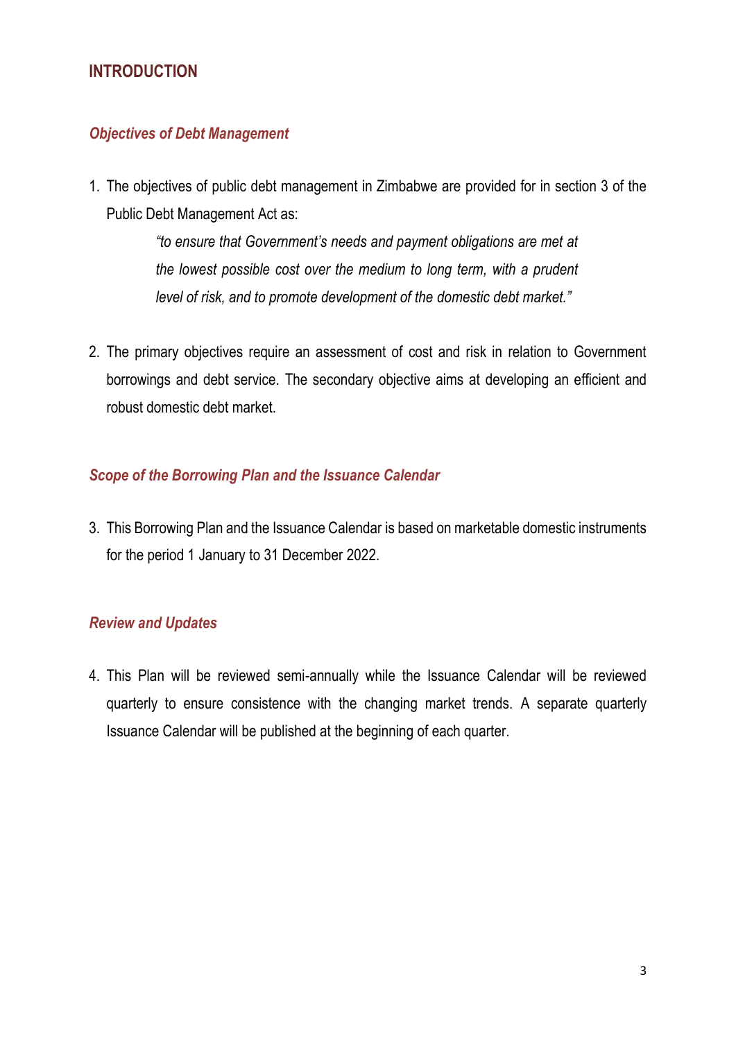## INTRODUCTION

### *Objectives of Debt Management*

1. The objectives of public debt management in Zimbabwe are provided for in section 3 of the Public Debt Management Act as:

   > *"to ensure that Government's needs and payment obligations are met at the lowest possible cost over the medium to long term, with a prudent level of risk, and to promote development of the domestic debt market."*

2. The primary objectives require an assessment of cost and risk in relation to Government borrowings and debt service. The secondary objective aims at developing an efficient and robust domestic debt market.

### *Scope of the Borrowing Plan and the Issuance Calendar*

3. This Borrowing Plan and the Issuance Calendar is based on marketable domestic instruments for the period 1 January to 31 December 2022.

### *Review and Updates*

4. This Plan will be reviewed semi-annually while the Issuance Calendar will be reviewed quarterly to ensure consistence with the changing market trends. A separate quarterly Issuance Calendar will be published at the beginning of each quarter.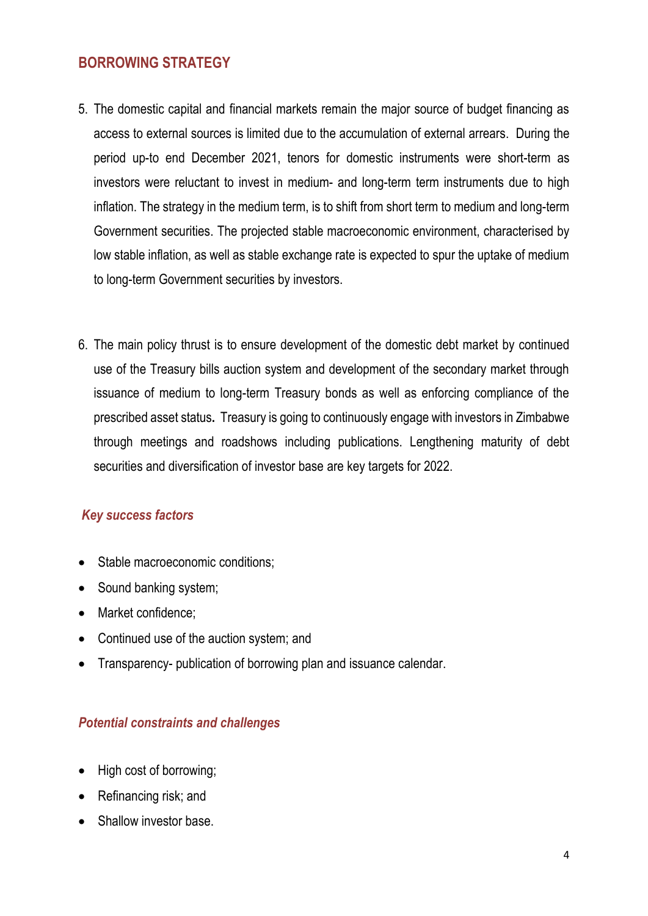## BORROWING STRATEGY

5. The domestic capital and financial markets remain the major source of budget financing as access to external sources is limited due to the accumulation of external arrears. During the period up-to end December 2021, tenors for domestic instruments were short-term as investors were reluctant to invest in medium- and long-term term instruments due to high inflation. The strategy in the medium term, is to shift from short term to medium and long-term Government securities. The projected stable macroeconomic environment, characterised by low stable inflation, as well as stable exchange rate is expected to spur the uptake of medium to long-term Government securities by investors.

6. The main policy thrust is to ensure development of the domestic debt market by continued use of the Treasury bills auction system and development of the secondary market through issuance of medium to long-term Treasury bonds as well as enforcing compliance of the prescribed asset status**.** Treasury is going to continuously engage with investors in Zimbabwe through meetings and roadshows including publications. Lengthening maturity of debt securities and diversification of investor base are key targets for 2022.

### *Key success factors*

- Stable macroeconomic conditions;
- Sound banking system;
- Market confidence;
- Continued use of the auction system; and
- Transparency- publication of borrowing plan and issuance calendar.

### *Potential constraints and challenges*

- High cost of borrowing;
- Refinancing risk; and
- Shallow investor base.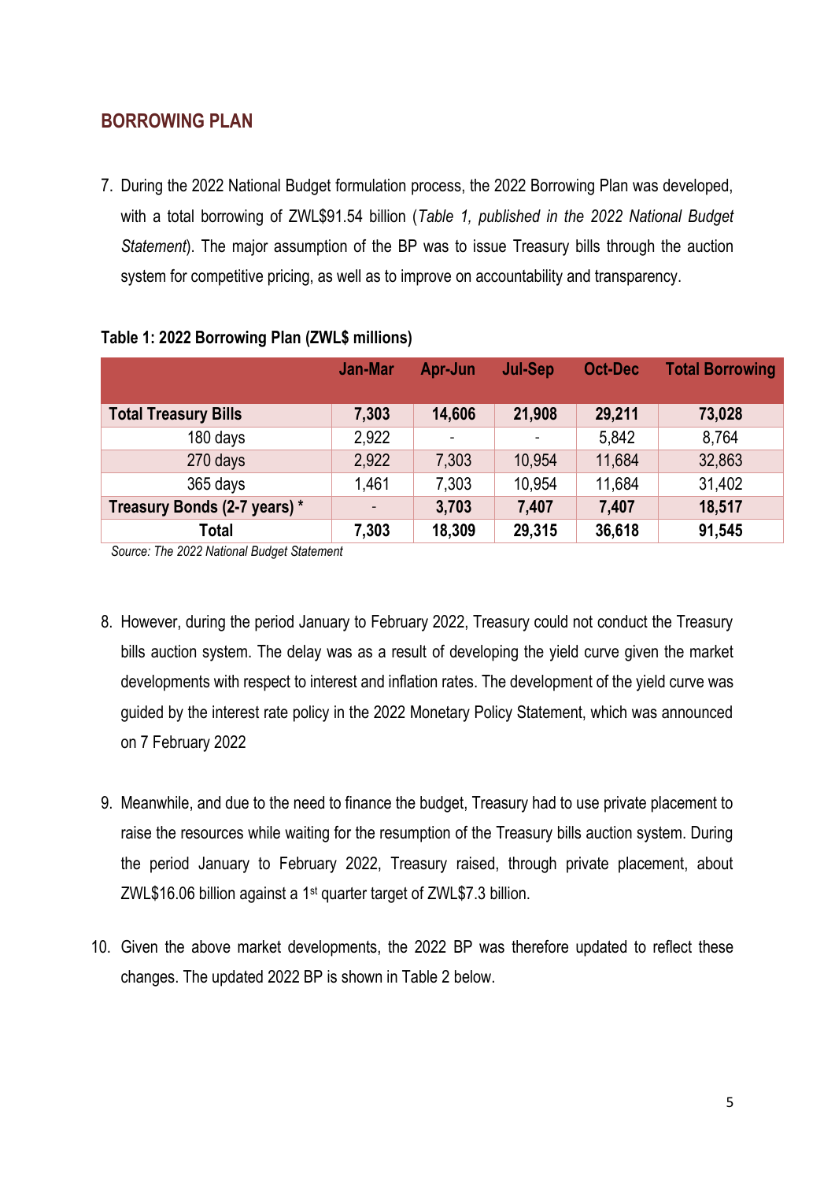## BORROWING PLAN

7. During the 2022 National Budget formulation process, the 2022 Borrowing Plan was developed, with a total borrowing of ZWL$91.54 billion (*Table 1, published in the 2022 National Budget Statement*). The major assumption of the BP was to issue Treasury bills through the auction system for competitive pricing, as well as to improve on accountability and transparency.

**Table 1: 2022 Borrowing Plan (ZWL$ millions)**

| | Jan-Mar | Apr-Jun | Jul-Sep | Oct-Dec | Total Borrowing |
|---|---|---|---|---|---|
| **Total Treasury Bills** | **7,303** | **14,606** | **21,908** | **29,211** | **73,028** |
| 180 days | 2,922 | - | - | 5,842 | 8,764 |
| 270 days | 2,922 | 7,303 | 10,954 | 11,684 | 32,863 |
| 365 days | 1,461 | 7,303 | 10,954 | 11,684 | 31,402 |
| **Treasury Bonds (2-7 years) \*** | - | **3,703** | **7,407** | **7,407** | **18,517** |
| **Total** | **7,303** | **18,309** | **29,315** | **36,618** | **91,545** |

*Source: The 2022 National Budget Statement*

8. However, during the period January to February 2022, Treasury could not conduct the Treasury bills auction system. The delay was as a result of developing the yield curve given the market developments with respect to interest and inflation rates. The development of the yield curve was guided by the interest rate policy in the 2022 Monetary Policy Statement, which was announced on 7 February 2022

9. Meanwhile, and due to the need to finance the budget, Treasury had to use private placement to raise the resources while waiting for the resumption of the Treasury bills auction system. During the period January to February 2022, Treasury raised, through private placement, about ZWL$16.06 billion against a 1st quarter target of ZWL$7.3 billion.

10. Given the above market developments, the 2022 BP was therefore updated to reflect these changes. The updated 2022 BP is shown in Table 2 below.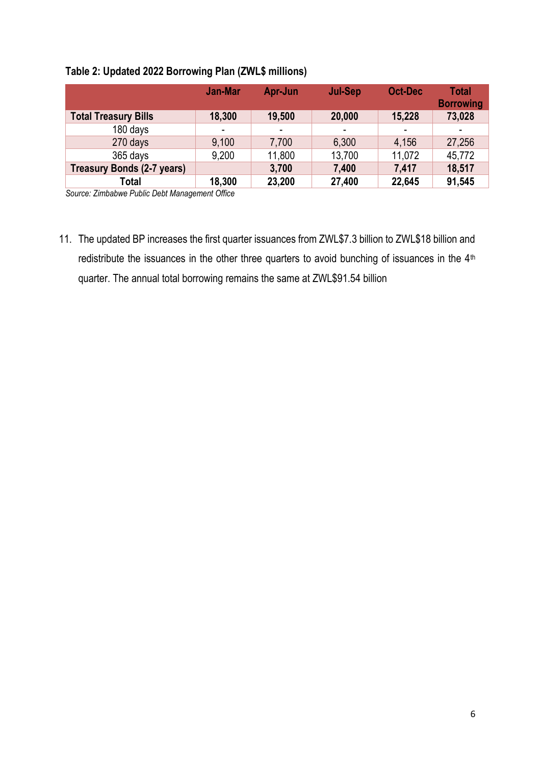**Table 2: Updated 2022 Borrowing Plan (ZWL$ millions)**

| | Jan-Mar | Apr-Jun | Jul-Sep | Oct-Dec | Total Borrowing |
|---|---|---|---|---|---|
| **Total Treasury Bills** | **18,300** | **19,500** | **20,000** | **15,228** | **73,028** |
| 180 days | - | - | - | - | - |
| 270 days | 9,100 | 7,700 | 6,300 | 4,156 | 27,256 |
| 365 days | 9,200 | 11,800 | 13,700 | 11,072 | 45,772 |
| **Treasury Bonds (2-7 years)** | | **3,700** | **7,400** | **7,417** | **18,517** |
| **Total** | **18,300** | **23,200** | **27,400** | **22,645** | **91,545** |

*Source: Zimbabwe Public Debt Management Office*

11. The updated BP increases the first quarter issuances from ZWL$7.3 billion to ZWL$18 billion and redistribute the issuances in the other three quarters to avoid bunching of issuances in the 4th quarter. The annual total borrowing remains the same at ZWL$91.54 billion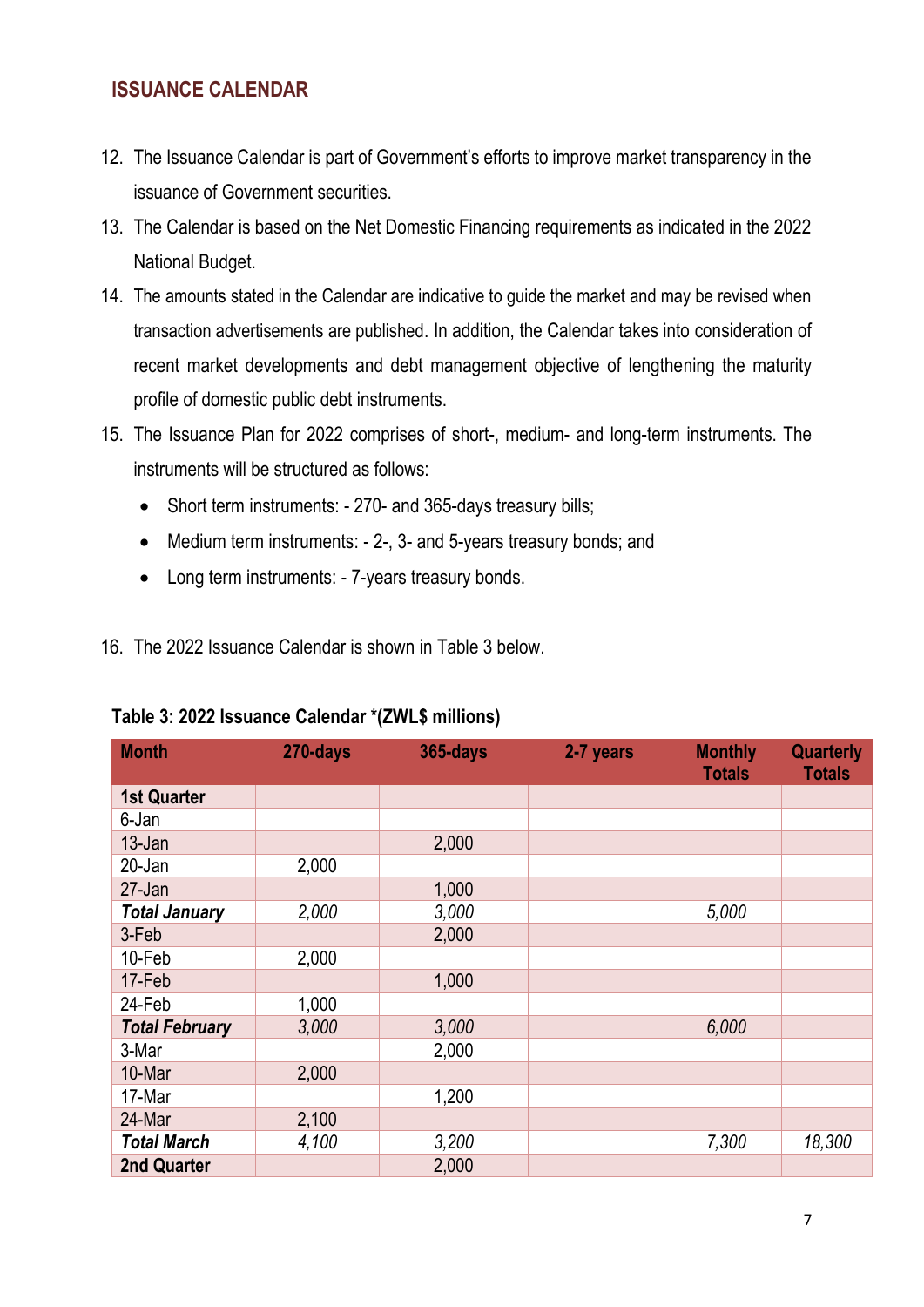## ISSUANCE CALENDAR

12. The Issuance Calendar is part of Government's efforts to improve market transparency in the issuance of Government securities.
13. The Calendar is based on the Net Domestic Financing requirements as indicated in the 2022 National Budget.
14. The amounts stated in the Calendar are indicative to guide the market and may be revised when transaction advertisements are published. In addition, the Calendar takes into consideration of recent market developments and debt management objective of lengthening the maturity profile of domestic public debt instruments.
15. The Issuance Plan for 2022 comprises of short-, medium- and long-term instruments. The instruments will be structured as follows:
    - Short term instruments: - 270- and 365-days treasury bills;
    - Medium term instruments: - 2-, 3- and 5-years treasury bonds; and
    - Long term instruments: - 7-years treasury bonds.
16. The 2022 Issuance Calendar is shown in Table 3 below.

**Table 3: 2022 Issuance Calendar \*(ZWL$ millions)**

| Month | 270-days | 365-days | 2-7 years | Monthly Totals | Quarterly Totals |
|---|---|---|---|---|---|
| **1st Quarter** | | | | | |
| 6-Jan | | | | | |
| 13-Jan | | 2,000 | | | |
| 20-Jan | 2,000 | | | | |
| 27-Jan | | 1,000 | | | |
| ***Total January*** | *2,000* | *3,000* | | *5,000* | |
| 3-Feb | | 2,000 | | | |
| 10-Feb | 2,000 | | | | |
| 17-Feb | | 1,000 | | | |
| 24-Feb | 1,000 | | | | |
| ***Total February*** | *3,000* | *3,000* | | *6,000* | |
| 3-Mar | | 2,000 | | | |
| 10-Mar | 2,000 | | | | |
| 17-Mar | | 1,200 | | | |
| 24-Mar | 2,100 | | | | |
| ***Total March*** | *4,100* | *3,200* | | *7,300* | *18,300* |
| **2nd Quarter** | | 2,000 | | | |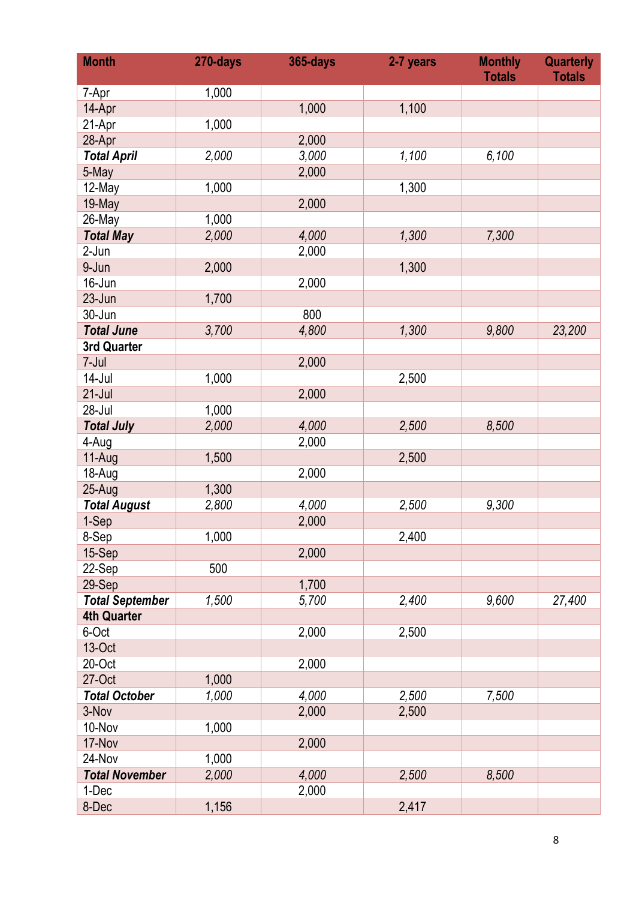| Month | 270-days | 365-days | 2-7 years | Monthly Totals | Quarterly Totals |
|---|---|---|---|---|---|
| 7-Apr | 1,000 | | | | |
| 14-Apr | | 1,000 | 1,100 | | |
| 21-Apr | 1,000 | | | | |
| 28-Apr | | 2,000 | | | |
| ***Total April*** | *2,000* | *3,000* | *1,100* | *6,100* | |
| 5-May | | 2,000 | | | |
| 12-May | 1,000 | | 1,300 | | |
| 19-May | | 2,000 | | | |
| 26-May | 1,000 | | | | |
| ***Total May*** | *2,000* | *4,000* | *1,300* | *7,300* | |
| 2-Jun | | 2,000 | | | |
| 9-Jun | 2,000 | | 1,300 | | |
| 16-Jun | | 2,000 | | | |
| 23-Jun | 1,700 | | | | |
| 30-Jun | | 800 | | | |
| ***Total June*** | *3,700* | *4,800* | *1,300* | *9,800* | *23,200* |
| **3rd Quarter** | | | | | |
| 7-Jul | | 2,000 | | | |
| 14-Jul | 1,000 | | 2,500 | | |
| 21-Jul | | 2,000 | | | |
| 28-Jul | 1,000 | | | | |
| ***Total July*** | *2,000* | *4,000* | *2,500* | *8,500* | |
| 4-Aug | | 2,000 | | | |
| 11-Aug | 1,500 | | 2,500 | | |
| 18-Aug | | 2,000 | | | |
| 25-Aug | 1,300 | | | | |
| ***Total August*** | *2,800* | *4,000* | *2,500* | *9,300* | |
| 1-Sep | | 2,000 | | | |
| 8-Sep | 1,000 | | 2,400 | | |
| 15-Sep | | 2,000 | | | |
| 22-Sep | 500 | | | | |
| 29-Sep | | 1,700 | | | |
| ***Total September*** | *1,500* | *5,700* | *2,400* | *9,600* | *27,400* |
| **4th Quarter** | | | | | |
| 6-Oct | | 2,000 | 2,500 | | |
| 13-Oct | | | | | |
| 20-Oct | | 2,000 | | | |
| 27-Oct | 1,000 | | | | |
| ***Total October*** | *1,000* | *4,000* | *2,500* | *7,500* | |
| 3-Nov | | 2,000 | 2,500 | | |
| 10-Nov | 1,000 | | | | |
| 17-Nov | | 2,000 | | | |
| 24-Nov | 1,000 | | | | |
| ***Total November*** | *2,000* | *4,000* | *2,500* | *8,500* | |
| 1-Dec | | 2,000 | | | |
| 8-Dec | 1,156 | | 2,417 | | |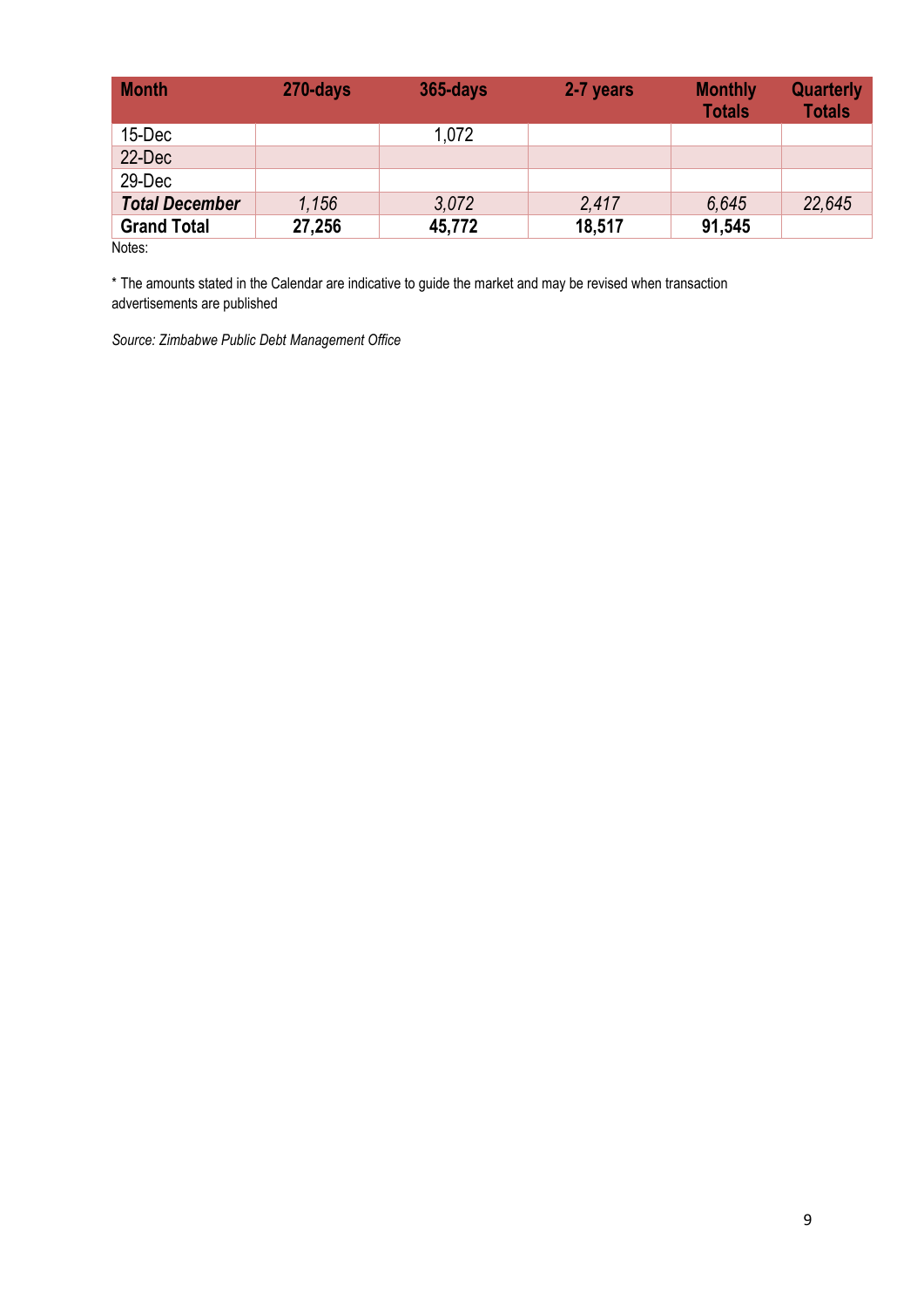| Month | 270-days | 365-days | 2-7 years | Monthly Totals | Quarterly Totals |
|---|---|---|---|---|---|
| 15-Dec | | 1,072 | | | |
| 22-Dec | | | | | |
| 29-Dec | | | | | |
| ***Total December*** | *1,156* | *3,072* | *2,417* | *6,645* | *22,645* |
| **Grand Total** | **27,256** | **45,772** | **18,517** | **91,545** | |

Notes:

* The amounts stated in the Calendar are indicative to guide the market and may be revised when transaction advertisements are published

*Source: Zimbabwe Public Debt Management Office*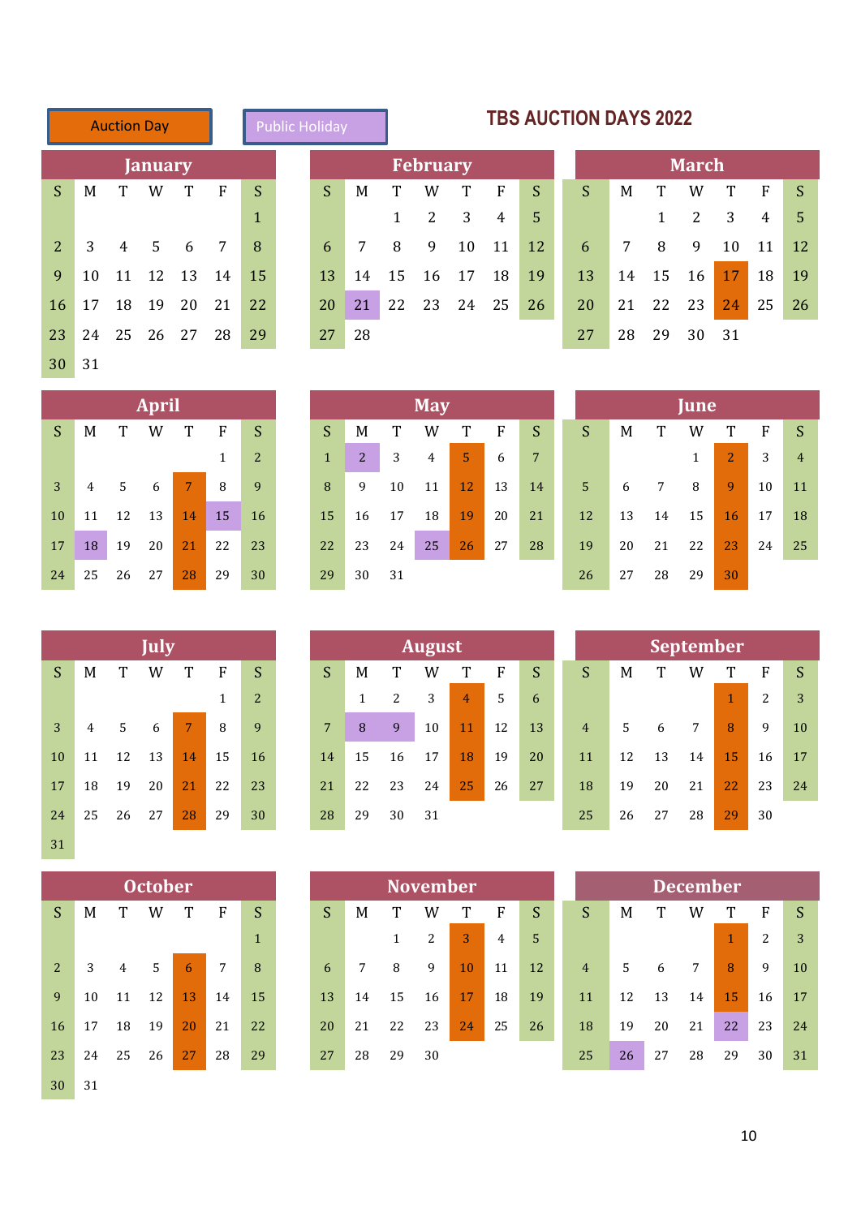**Auction Day** | *Public Holiday*

# TBS AUCTION DAYS 2022

## January

| S | M | T | W | T | F | S |
|---|---|---|---|---|---|---|
| | | | | | | 1 |
| 2 | 3 | 4 | 5 | 6 | 7 | 8 |
| 9 | 10 | 11 | 12 | 13 | 14 | 15 |
| 16 | 17 | 18 | 19 | 20 | 21 | 22 |
| 23 | 24 | 25 | 26 | 27 | 28 | 29 |
| 30 | 31 | | | | | |

## February

| S | M | T | W | T | F | S |
|---|---|---|---|---|---|---|
| | | 1 | 2 | 3 | 4 | 5 |
| 6 | 7 | 8 | 9 | 10 | 11 | 12 |
| 13 | 14 | 15 | 16 | 17 | 18 | 19 |
| 20 | *21* | 22 | 23 | 24 | 25 | 26 |
| 27 | 28 | | | | | |

## March

| S | M | T | W | T | F | S |
|---|---|---|---|---|---|---|
| | | 1 | 2 | 3 | 4 | 5 |
| 6 | 7 | 8 | 9 | 10 | 11 | 12 |
| 13 | 14 | 15 | 16 | **17** | 18 | 19 |
| 20 | 21 | 22 | 23 | **24** | 25 | 26 |
| 27 | 28 | 29 | 30 | 31 | | |

## April

| S | M | T | W | T | F | S |
|---|---|---|---|---|---|---|
| | | | | | 1 | 2 |
| 3 | 4 | 5 | 6 | **7** | 8 | 9 |
| 10 | 11 | 12 | 13 | **14** | *15* | 16 |
| 17 | *18* | 19 | 20 | **21** | 22 | 23 |
| 24 | 25 | 26 | 27 | **28** | 29 | 30 |

## May

| S | M | T | W | T | F | S |
|---|---|---|---|---|---|---|
| 1 | *2* | 3 | 4 | **5** | 6 | 7 |
| 8 | 9 | 10 | 11 | **12** | 13 | 14 |
| 15 | 16 | 17 | 18 | **19** | 20 | 21 |
| 22 | 23 | 24 | *25* | **26** | 27 | 28 |
| 29 | 30 | 31 | | | | |

## June

| S | M | T | W | T | F | S |
|---|---|---|---|---|---|---|
| | | | 1 | **2** | 3 | 4 |
| 5 | 6 | 7 | 8 | **9** | 10 | 11 |
| 12 | 13 | 14 | 15 | **16** | 17 | 18 |
| 19 | 20 | 21 | 22 | **23** | 24 | 25 |
| 26 | 27 | 28 | 29 | **30** | | |

## July

| S | M | T | W | T | F | S |
|---|---|---|---|---|---|---|
| | | | | | 1 | 2 |
| 3 | 4 | 5 | 6 | **7** | 8 | 9 |
| 10 | 11 | 12 | 13 | **14** | 15 | 16 |
| 17 | 18 | 19 | 20 | **21** | 22 | 23 |
| 24 | 25 | 26 | 27 | **28** | 29 | 30 |
| 31 | | | | | | |

## August

| S | M | T | W | T | F | S |
|---|---|---|---|---|---|---|
| | 1 | 2 | 3 | **4** | 5 | 6 |
| 7 | *8* | *9* | 10 | **11** | 12 | 13 |
| 14 | 15 | 16 | 17 | **18** | 19 | 20 |
| 21 | 22 | 23 | 24 | **25** | 26 | 27 |
| 28 | 29 | 30 | 31 | | | |

## September

| S | M | T | W | T | F | S |
|---|---|---|---|---|---|---|
| | | | | **1** | 2 | 3 |
| 4 | 5 | 6 | 7 | **8** | 9 | 10 |
| 11 | 12 | 13 | 14 | **15** | 16 | 17 |
| 18 | 19 | 20 | 21 | **22** | 23 | 24 |
| 25 | 26 | 27 | 28 | **29** | 30 | |

## October

| S | M | T | W | T | F | S |
|---|---|---|---|---|---|---|
| | | | | | | 1 |
| 2 | 3 | 4 | 5 | **6** | 7 | 8 |
| 9 | 10 | 11 | 12 | **13** | 14 | 15 |
| 16 | 17 | 18 | 19 | **20** | 21 | 22 |
| 23 | 24 | 25 | 26 | **27** | 28 | 29 |
| 30 | 31 | | | | | |

## November

| S | M | T | W | T | F | S |
|---|---|---|---|---|---|---|
| | | 1 | 2 | **3** | 4 | 5 |
| 6 | 7 | 8 | 9 | **10** | 11 | 12 |
| 13 | 14 | 15 | 16 | **17** | 18 | 19 |
| 20 | 21 | 22 | 23 | **24** | 25 | 26 |
| 27 | 28 | 29 | 30 | | | |

## December

| S | M | T | W | T | F | S |
|---|---|---|---|---|---|---|
| | | | | **1** | 2 | 3 |
| 4 | 5 | 6 | 7 | **8** | 9 | 10 |
| 11 | 12 | 13 | 14 | **15** | 16 | 17 |
| 18 | 19 | 20 | 21 | *22* | 23 | 24 |
| 25 | *26* | 27 | 28 | 29 | 30 | 31 |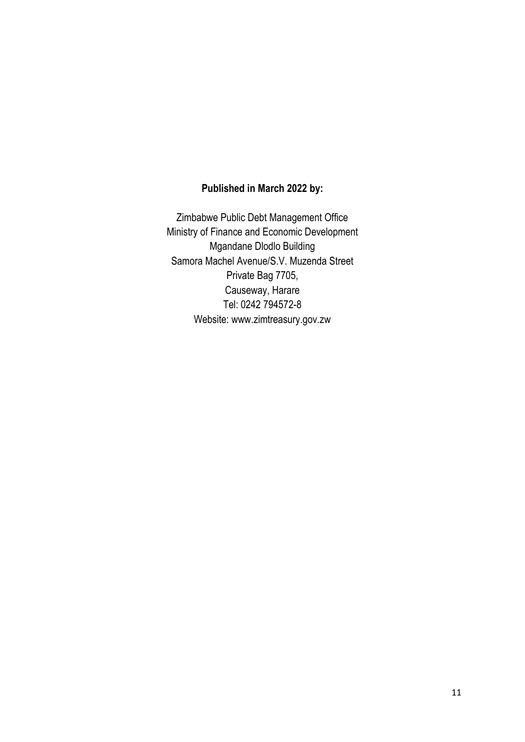**Published in March 2022 by:**

Zimbabwe Public Debt Management Office
Ministry of Finance and Economic Development
Mgandane Dlodlo Building
Samora Machel Avenue/S.V. Muzenda Street
Private Bag 7705,
Causeway, Harare
Tel: 0242 794572-8
Website: www.zimtreasury.gov.zw